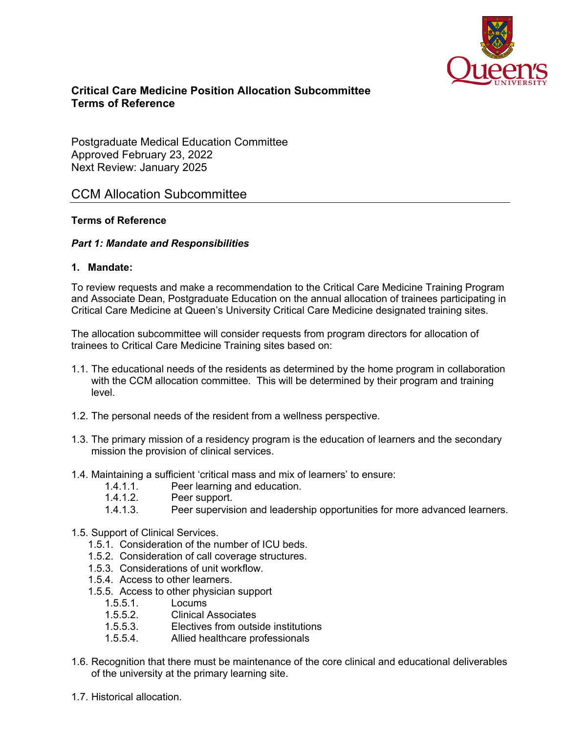**Critical Care Medicine Position Allocation Subcommittee**
**Terms of Reference**

Postgraduate Medical Education Committee
Approved February 23, 2022
Next Review: January 2025

## CCM Allocation Subcommittee

**Terms of Reference**

***Part 1: Mandate and Responsibilities***

**1. Mandate:**

To review requests and make a recommendation to the Critical Care Medicine Training Program and Associate Dean, Postgraduate Education on the annual allocation of trainees participating in Critical Care Medicine at Queen's University Critical Care Medicine designated training sites.

The allocation subcommittee will consider requests from program directors for allocation of trainees to Critical Care Medicine Training sites based on:

1.1. The educational needs of the residents as determined by the home program in collaboration with the CCM allocation committee. This will be determined by their program and training level.

1.2. The personal needs of the resident from a wellness perspective.

1.3. The primary mission of a residency program is the education of learners and the secondary mission the provision of clinical services.

1.4. Maintaining a sufficient 'critical mass and mix of learners' to ensure:
- 1.4.1.1. Peer learning and education.
- 1.4.1.2. Peer support.
- 1.4.1.3. Peer supervision and leadership opportunities for more advanced learners.

1.5. Support of Clinical Services.
- 1.5.1. Consideration of the number of ICU beds.
- 1.5.2. Consideration of call coverage structures.
- 1.5.3. Considerations of unit workflow.
- 1.5.4. Access to other learners.
- 1.5.5. Access to other physician support
  - 1.5.5.1. Locums
  - 1.5.5.2. Clinical Associates
  - 1.5.5.3. Electives from outside institutions
  - 1.5.5.4. Allied healthcare professionals

1.6. Recognition that there must be maintenance of the core clinical and educational deliverables of the university at the primary learning site.

1.7. Historical allocation.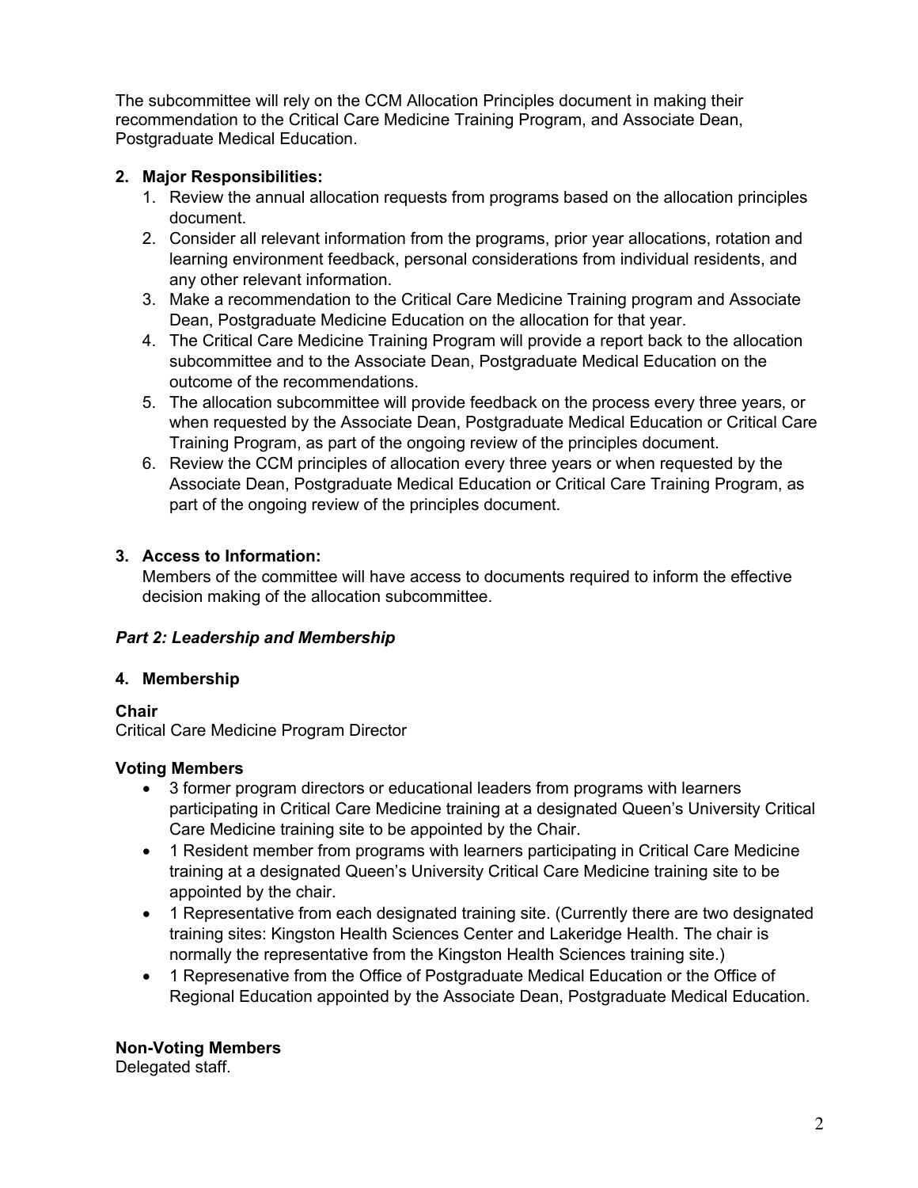The subcommittee will rely on the CCM Allocation Principles document in making their recommendation to the Critical Care Medicine Training Program, and Associate Dean, Postgraduate Medical Education.

## 2. Major Responsibilities:

1. Review the annual allocation requests from programs based on the allocation principles document.
2. Consider all relevant information from the programs, prior year allocations, rotation and learning environment feedback, personal considerations from individual residents, and any other relevant information.
3. Make a recommendation to the Critical Care Medicine Training program and Associate Dean, Postgraduate Medicine Education on the allocation for that year.
4. The Critical Care Medicine Training Program will provide a report back to the allocation subcommittee and to the Associate Dean, Postgraduate Medical Education on the outcome of the recommendations.
5. The allocation subcommittee will provide feedback on the process every three years, or when requested by the Associate Dean, Postgraduate Medical Education or Critical Care Training Program, as part of the ongoing review of the principles document.
6. Review the CCM principles of allocation every three years or when requested by the Associate Dean, Postgraduate Medical Education or Critical Care Training Program, as part of the ongoing review of the principles document.

## 3. Access to Information:

Members of the committee will have access to documents required to inform the effective decision making of the allocation subcommittee.

## *Part 2: Leadership and Membership*

## 4. Membership

**Chair**

Critical Care Medicine Program Director

**Voting Members**

- 3 former program directors or educational leaders from programs with learners participating in Critical Care Medicine training at a designated Queen's University Critical Care Medicine training site to be appointed by the Chair.
- 1 Resident member from programs with learners participating in Critical Care Medicine training at a designated Queen's University Critical Care Medicine training site to be appointed by the chair.
- 1 Representative from each designated training site. (Currently there are two designated training sites: Kingston Health Sciences Center and Lakeridge Health. The chair is normally the representative from the Kingston Health Sciences training site.)
- 1 Represenative from the Office of Postgraduate Medical Education or the Office of Regional Education appointed by the Associate Dean, Postgraduate Medical Education.

**Non-Voting Members**

Delegated staff.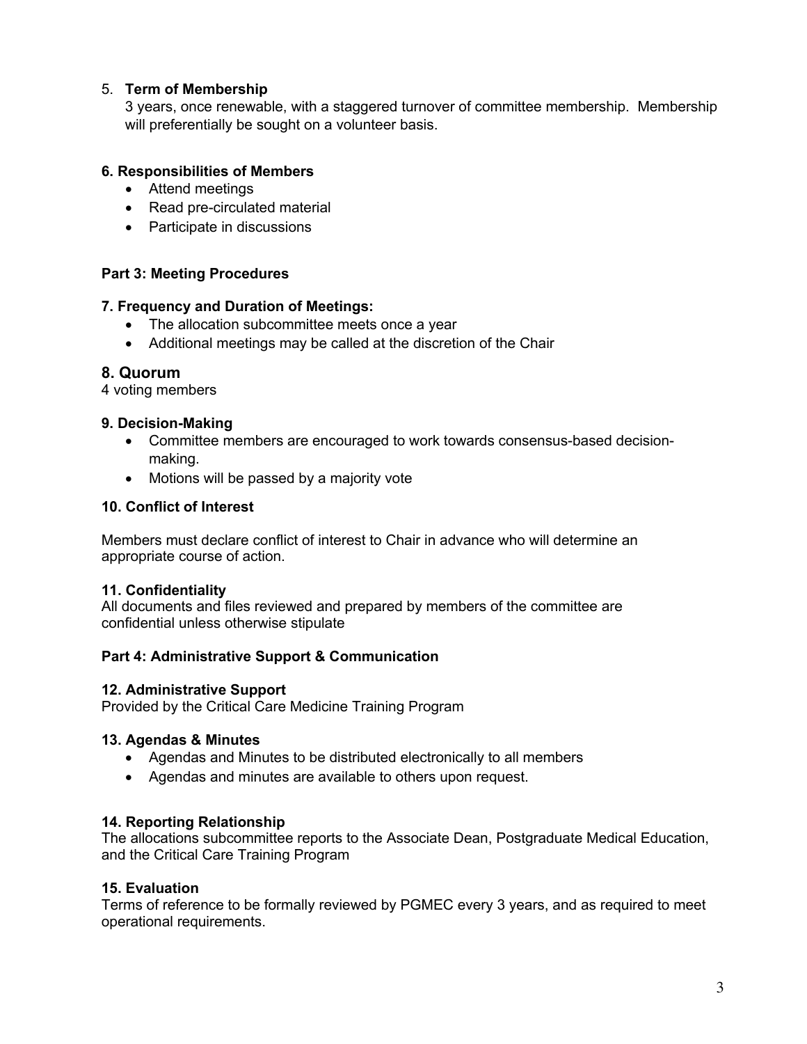5. **Term of Membership**
   3 years, once renewable, with a staggered turnover of committee membership. Membership will preferentially be sought on a volunteer basis.

**6. Responsibilities of Members**

- Attend meetings
- Read pre-circulated material
- Participate in discussions

## Part 3: Meeting Procedures

**7. Frequency and Duration of Meetings:**

- The allocation subcommittee meets once a year
- Additional meetings may be called at the discretion of the Chair

### 8. Quorum

4 voting members

**9. Decision-Making**

- Committee members are encouraged to work towards consensus-based decision-making.
- Motions will be passed by a majority vote

**10. Conflict of Interest**

Members must declare conflict of interest to Chair in advance who will determine an appropriate course of action.

**11. Confidentiality**

All documents and files reviewed and prepared by members of the committee are confidential unless otherwise stipulate

## Part 4: Administrative Support & Communication

**12. Administrative Support**

Provided by the Critical Care Medicine Training Program

**13. Agendas & Minutes**

- Agendas and Minutes to be distributed electronically to all members
- Agendas and minutes are available to others upon request.

**14. Reporting Relationship**

The allocations subcommittee reports to the Associate Dean, Postgraduate Medical Education, and the Critical Care Training Program

**15. Evaluation**

Terms of reference to be formally reviewed by PGMEC every 3 years, and as required to meet operational requirements.